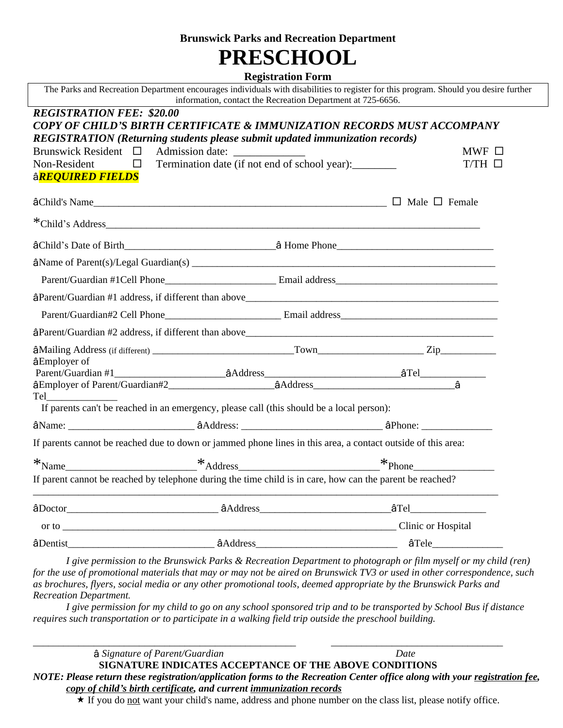**Brunswick Parks and Recreation Department**

# PRESCHOOL

**Registration Form**

The Parks and Recreation Department encourages individuals with disabilities to register for this program. Should you desire further information, contact the Recreation Department at 725-6656.

***REGISTRATION FEE: $20.00***

***COPY OF CHILD'S BIRTH CERTIFICATE & IMMUNIZATION RECORDS MUST ACCOMPANY REGISTRATION (Returning students please submit updated immunization records)***

Brunswick Resident ☐ Admission date: _____________ MWF ☐

Non-Resident ☐ Termination date (if not end of school year):________ T/TH ☐

â***REQUIRED FIELDS***

âChild's Name___________________________________________________________ ☐ Male ☐ Female

*Child's Address_______________________________________________________________________

âChild's Date of Birth______________________________ â Home Phone_______________________________

âName of Parent(s)/Legal Guardian(s) _______________________________________________________________

Parent/Guardian #1Cell Phone______________________ Email address________________________________

âParent/Guardian #1 address, if different than above____________________________________________________

Parent/Guardian#2 Cell Phone_______________________ Email address_______________________________

âParent/Guardian #2 address, if different than above___________________________________________________

âMailing Address (if different) ____________________________Town_____________________ Zip___________

âEmployer of Parent/Guardian #1______________________âAddress__________________________âTel_____________

âEmployer of Parent/Guardian#2_____________________âAddress____________________________â Tel______________

If parents can't be reached in an emergency, please call (this should be a local person):

âName: _________________________ âAddress: ___________________________ âPhone: ______________

If parents cannot be reached due to down or jammed phone lines in this area, a contact outside of this area:

*Name________________________*Address__________________________*Phone________________

If parent cannot be reached by telephone during the time child is in care, how can the parent be reached?

_____________________________________________________________________________________________

âDoctor______________________________ âAddress_________________________âTel_______________

or to _______________________________________________________________________ Clinic or Hospital

âDentist____________________________ âAddress____________________________ âTele______________

*I give permission to the Brunswick Parks & Recreation Department to photograph or film myself or my child (ren) for the use of promotional materials that may or may not be aired on Brunswick TV3 or used in other correspondence, such as brochures, flyers, social media or any other promotional tools, deemed appropriate by the Brunswick Parks and Recreation Department.*

*I give permission for my child to go on any school sponsored trip and to be transported by School Bus if distance requires such transportation or to participate in a walking field trip outside the preschool building.*

______________________________________________ ________________________________

â *Signature of Parent/Guardian* *Date*

**SIGNATURE INDICATES ACCEPTANCE OF THE ABOVE CONDITIONS**

***NOTE: Please return these registration/application forms to the Recreation Center office along with your registration fee, copy of child's birth certificate, and current immunization records***

★ If you do not want your child's name, address and phone number on the class list, please notify office.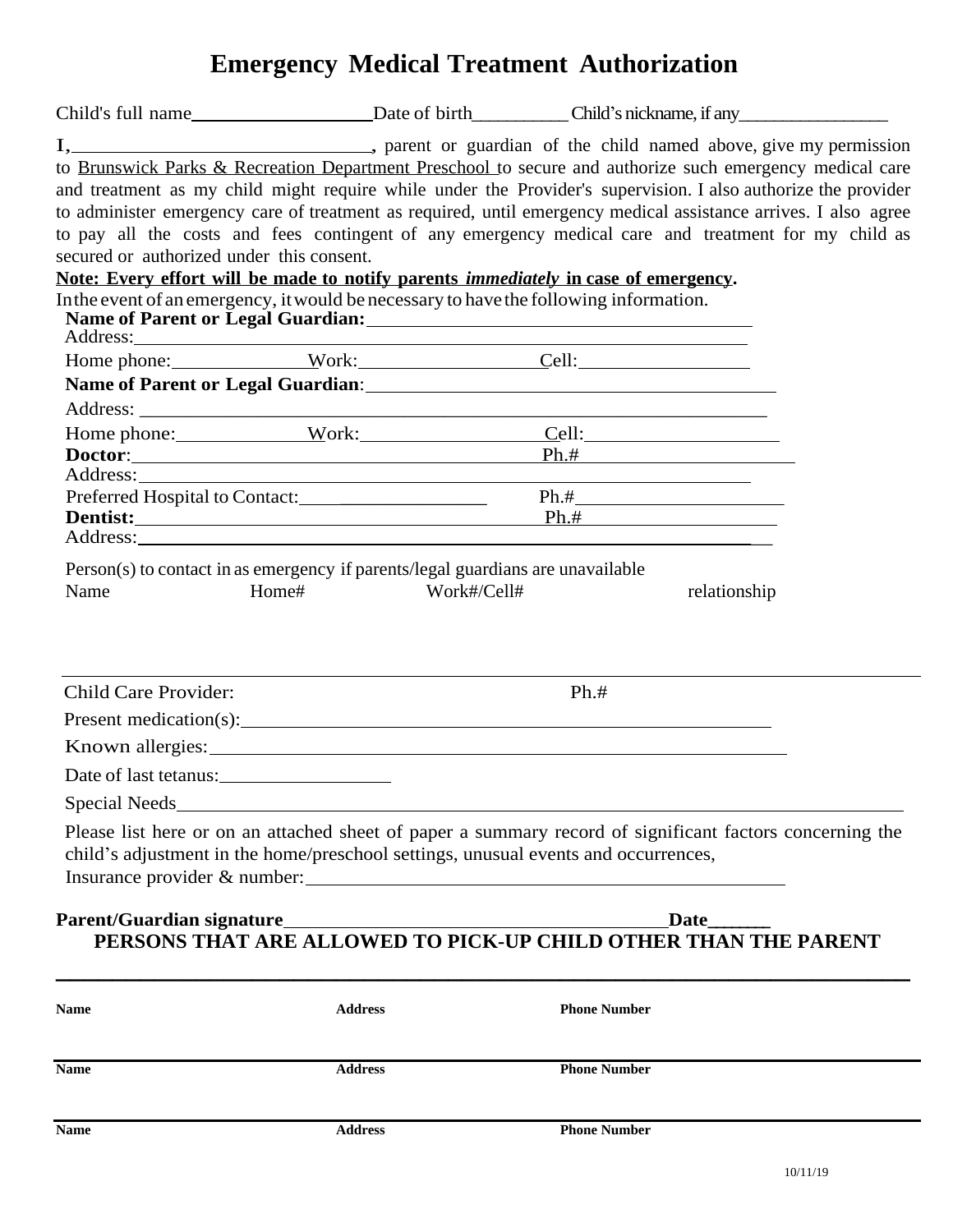# Emergency Medical Treatment Authorization

Child's full name____________________ Date of birth__________ Child's nickname, if any________________

I, ________________________________, parent or guardian of the child named above, give my permission to Brunswick Parks & Recreation Department Preschool to secure and authorize such emergency medical care and treatment as my child might require while under the Provider's supervision. I also authorize the provider to administer emergency care of treatment as required, until emergency medical assistance arrives. I also agree to pay all the costs and fees contingent of any emergency medical care and treatment for my child as secured or authorized under this consent.

**Note: Every effort will be made to notify parents *immediately* in case of emergency.**

In the event of an emergency, it would be necessary to have the following information.

**Name of Parent or Legal Guardian:**________________________________________

Address:_______________________________________________________________

Home phone:______________ Work:__________________ Cell:__________________

**Name of Parent or Legal Guardian**:________________________________________

Address: _______________________________________________________________

Home phone:______________ Work:__________________ Cell:____________________

**Doctor**:________________________________________ Ph.#____________________

Address:_______________________________________________________________

Preferred Hospital to Contact:________________ Ph.#______________________

**Dentist:**________________________________________ Ph.#____________________

Address:_______________________________________________________________

Person(s) to contact in as emergency if parents/legal guardians are unavailable

| Name | Home# | Work#/Cell# | relationship |
|---|---|---|---|
| | | | |

Child Care Provider: Ph.#

Present medication(s):__________________________________________________________

Known allergies:_______________________________________________________________

Date of last tetanus:__________________

Special Needs__________________________________________________________________

Please list here or on an attached sheet of paper a summary record of significant factors concerning the child's adjustment in the home/preschool settings, unusual events and occurrences,

Insurance provider & number:__________________________________________________

**Parent/Guardian signature**________________________________________ **Date**_______

## PERSONS THAT ARE ALLOWED TO PICK-UP CHILD OTHER THAN THE PARENT

| Name | Address | Phone Number |
|---|---|---|
| | | |

| Name | Address | Phone Number |
|---|---|---|
| | | |

| Name | Address | Phone Number |
|---|---|---|
| | | |

10/11/19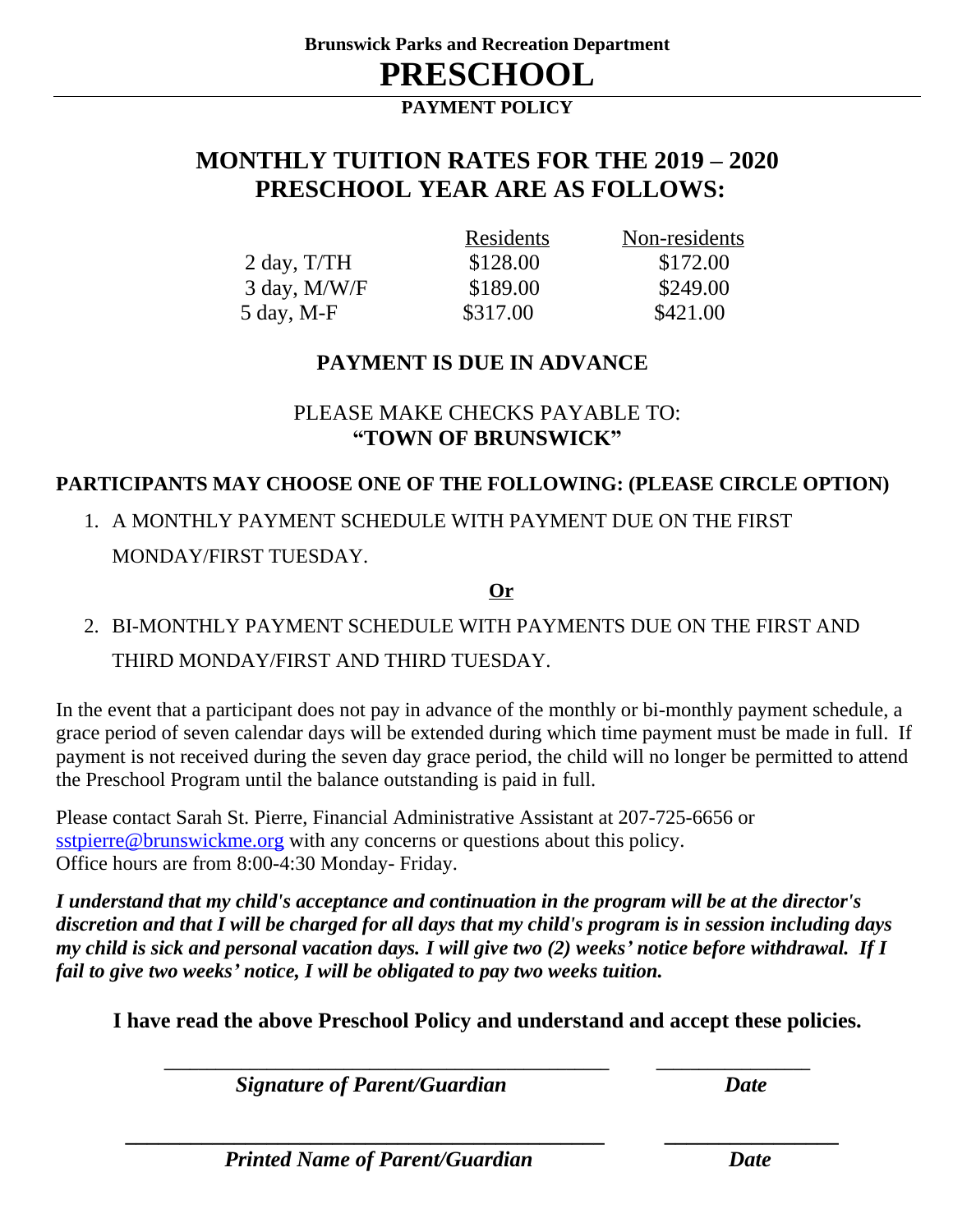**Brunswick Parks and Recreation Department**

# PRESCHOOL

**PAYMENT POLICY**

## MONTHLY TUITION RATES FOR THE 2019 – 2020 PRESCHOOL YEAR ARE AS FOLLOWS:

| | Residents | Non-residents |
|---|---|---|
| 2 day, T/TH | $128.00 | $172.00 |
| 3 day, M/W/F | $189.00 | $249.00 |
| 5 day, M-F | $317.00 | $421.00 |

**PAYMENT IS DUE IN ADVANCE**

PLEASE MAKE CHECKS PAYABLE TO:
**"TOWN OF BRUNSWICK"**

**PARTICIPANTS MAY CHOOSE ONE OF THE FOLLOWING: (PLEASE CIRCLE OPTION)**

1. A MONTHLY PAYMENT SCHEDULE WITH PAYMENT DUE ON THE FIRST MONDAY/FIRST TUESDAY.

**Or**

2. BI-MONTHLY PAYMENT SCHEDULE WITH PAYMENTS DUE ON THE FIRST AND THIRD MONDAY/FIRST AND THIRD TUESDAY.

In the event that a participant does not pay in advance of the monthly or bi-monthly payment schedule, a grace period of seven calendar days will be extended during which time payment must be made in full. If payment is not received during the seven day grace period, the child will no longer be permitted to attend the Preschool Program until the balance outstanding is paid in full.

Please contact Sarah St. Pierre, Financial Administrative Assistant at 207-725-6656 or sstpierre@brunswickme.org with any concerns or questions about this policy.
Office hours are from 8:00-4:30 Monday- Friday.

***I understand that my child's acceptance and continuation in the program will be at the director's discretion and that I will be charged for all days that my child's program is in session including days my child is sick and personal vacation days. I will give two (2) weeks' notice before withdrawal. If I fail to give two weeks' notice, I will be obligated to pay two weeks tuition.***

**I have read the above Preschool Policy and understand and accept these policies.**

______________________________________ ______________

***Signature of Parent/Guardian*** ***Date***

______________________________________ ______________

***Printed Name of Parent/Guardian*** ***Date***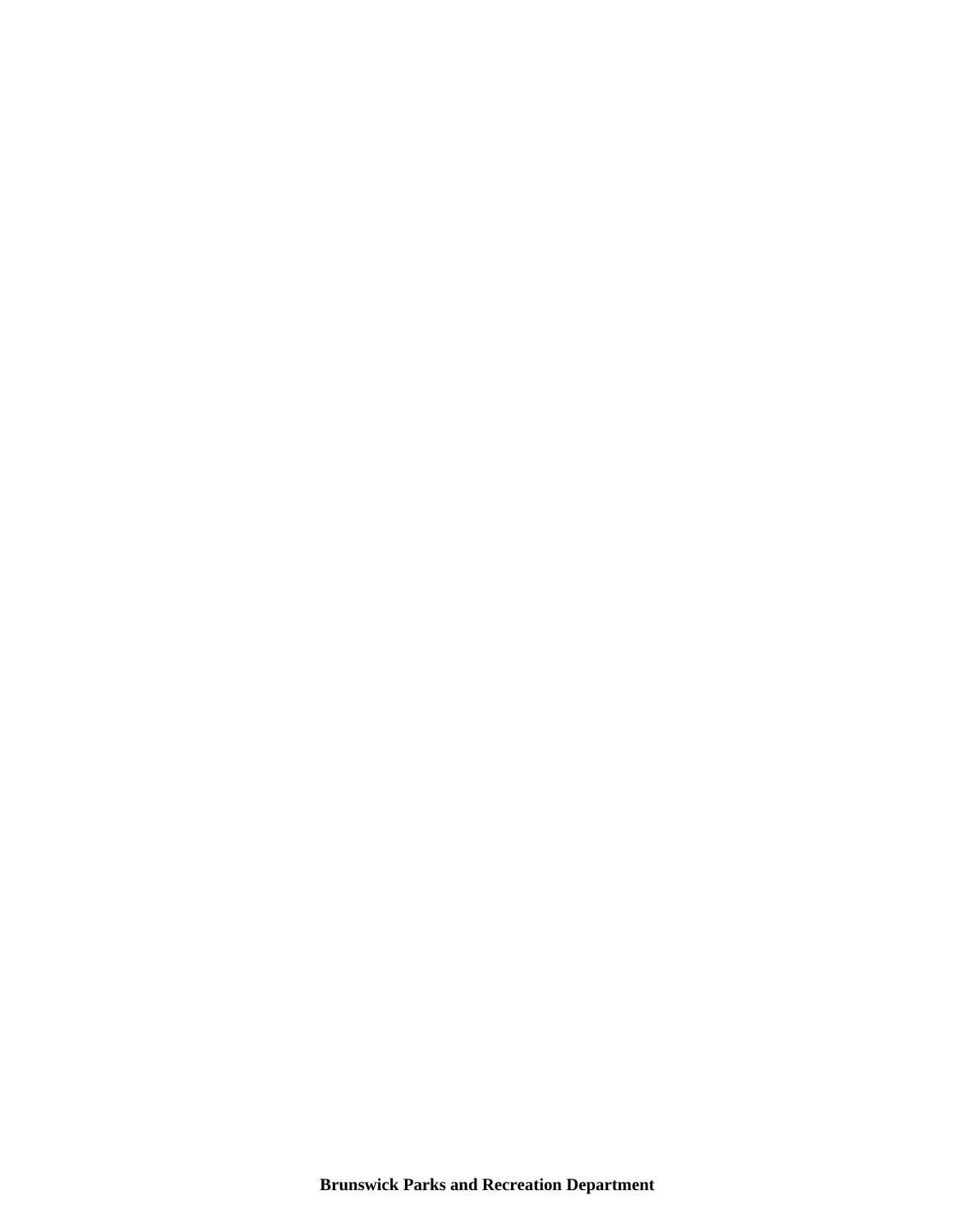**Brunswick Parks and Recreation Department**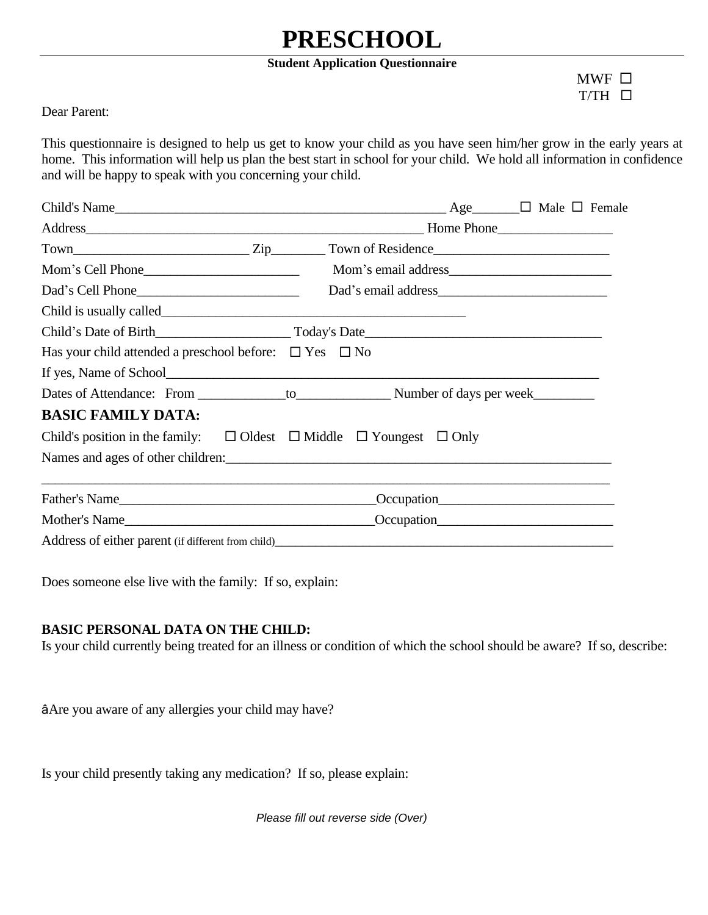# PRESCHOOL

**Student Application Questionnaire**

MWF ☐
T/TH ☐

Dear Parent:

This questionnaire is designed to help us get to know your child as you have seen him/her grow in the early years at home. This information will help us plan the best start in school for your child. We hold all information in confidence and will be happy to speak with you concerning your child.

Child's Name__________________________________________________ Age_______☐ Male ☐ Female

Address___________________________________________________ Home Phone_________________

Town__________________________ Zip________ Town of Residence__________________________

Mom's Cell Phone_______________________ Mom's email address________________________

Dad's Cell Phone________________________ Dad's email address_________________________

Child is usually called_____________________________________________

Child's Date of Birth____________________ Today's Date__________________________________

Has your child attended a preschool before: ☐ Yes ☐ No

If yes, Name of School_________________________________________________________________

Dates of Attendance: From _____________to______________ Number of days per week_________

**BASIC FAMILY DATA:**

Child's position in the family: ☐ Oldest ☐ Middle ☐ Youngest ☐ Only

Names and ages of other children:________________________________________________________

_____________________________________________________________________________________

Father's Name______________________________________Occupation__________________________

Mother's Name_____________________________________Occupation__________________________

Address of either parent (if different from child)___________________________________________________

Does someone else live with the family: If so, explain:

**BASIC PERSONAL DATA ON THE CHILD:**

Is your child currently being treated for an illness or condition of which the school should be aware? If so, describe:

âAre you aware of any allergies your child may have?

Is your child presently taking any medication? If so, please explain:

*Please fill out reverse side (Over)*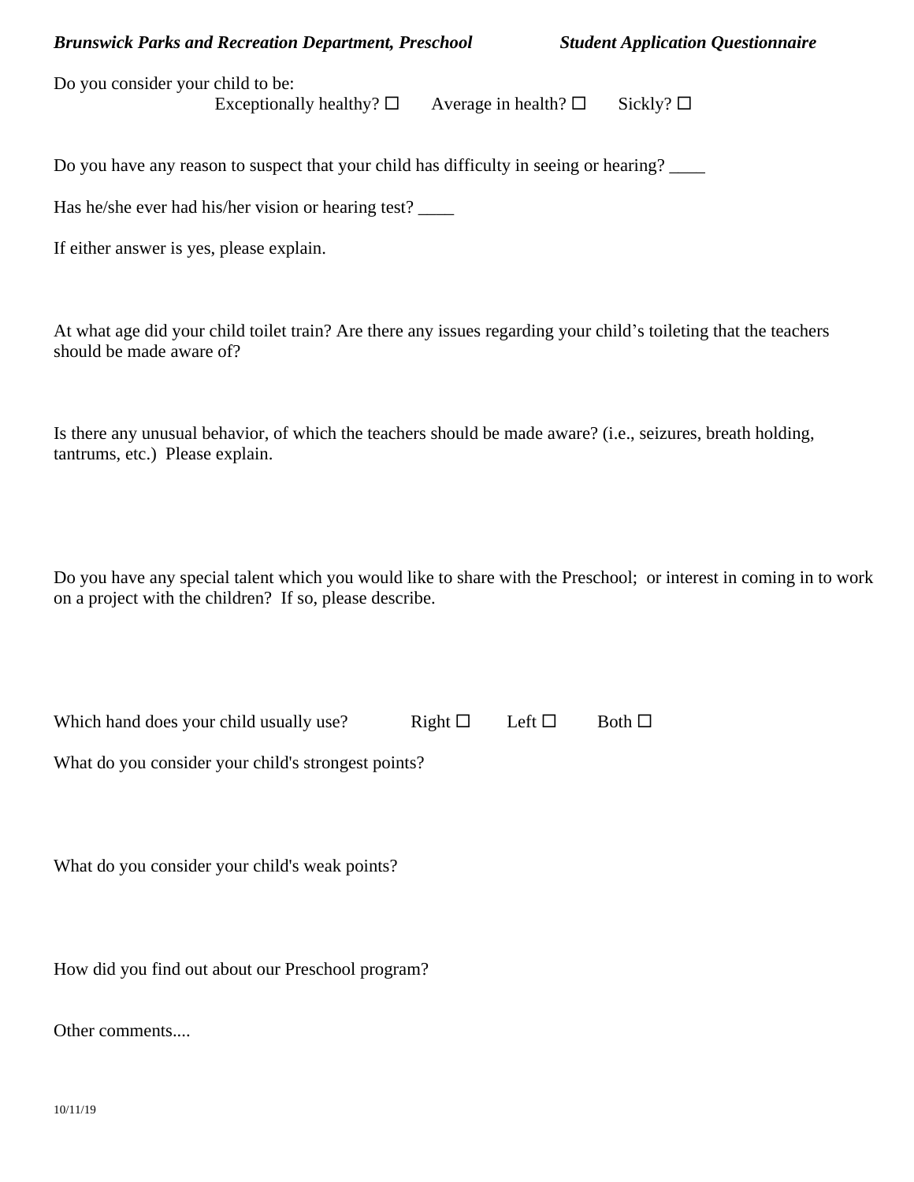*Brunswick Parks and Recreation Department, Preschool* *Student Application Questionnaire*

Do you consider your child to be:

Exceptionally healthy? ☐ Average in health? ☐ Sickly? ☐

Do you have any reason to suspect that your child has difficulty in seeing or hearing? ____

Has he/she ever had his/her vision or hearing test? ____

If either answer is yes, please explain.

At what age did your child toilet train? Are there any issues regarding your child's toileting that the teachers should be made aware of?

Is there any unusual behavior, of which the teachers should be made aware? (i.e., seizures, breath holding, tantrums, etc.) Please explain.

Do you have any special talent which you would like to share with the Preschool; or interest in coming in to work on a project with the children? If so, please describe.

Which hand does your child usually use? Right ☐ Left ☐ Both ☐

What do you consider your child's strongest points?

What do you consider your child's weak points?

How did you find out about our Preschool program?

Other comments....

10/11/19